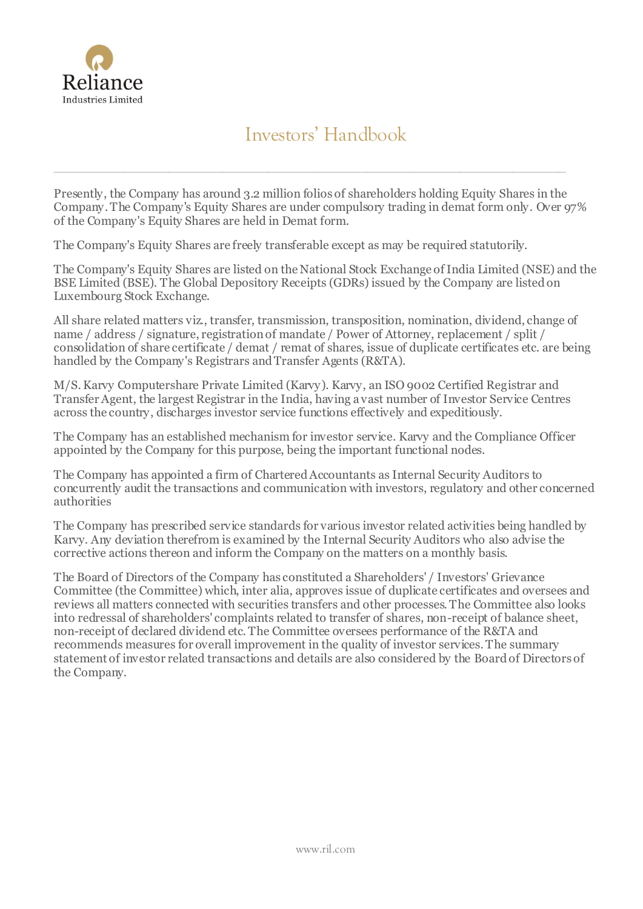Reliance
Industries Limited

# Investors' Handbook

Presently, the Company has around 3.2 million folios of shareholders holding Equity Shares in the Company. The Company's Equity Shares are under compulsory trading in demat form only. Over 97% of the Company's Equity Shares are held in Demat form.

The Company's Equity Shares are freely transferable except as may be required statutorily.

The Company's Equity Shares are listed on the National Stock Exchange of India Limited (NSE) and the BSE Limited (BSE). The Global Depository Receipts (GDRs) issued by the Company are listed on Luxembourg Stock Exchange.

All share related matters viz., transfer, transmission, transposition, nomination, dividend, change of name / address / signature, registration of mandate / Power of Attorney, replacement / split / consolidation of share certificate / demat / remat of shares, issue of duplicate certificates etc. are being handled by the Company's Registrars and Transfer Agents (R&TA).

M/S. Karvy Computershare Private Limited (Karvy). Karvy, an ISO 9002 Certified Registrar and Transfer Agent, the largest Registrar in the India, having a vast number of Investor Service Centres across the country, discharges investor service functions effectively and expeditiously.

The Company has an established mechanism for investor service. Karvy and the Compliance Officer appointed by the Company for this purpose, being the important functional nodes.

The Company has appointed a firm of Chartered Accountants as Internal Security Auditors to concurrently audit the transactions and communication with investors, regulatory and other concerned authorities

The Company has prescribed service standards for various investor related activities being handled by Karvy. Any deviation therefrom is examined by the Internal Security Auditors who also advise the corrective actions thereon and inform the Company on the matters on a monthly basis.

The Board of Directors of the Company has constituted a Shareholders' / Investors' Grievance Committee (the Committee) which, inter alia, approves issue of duplicate certificates and oversees and reviews all matters connected with securities transfers and other processes. The Committee also looks into redressal of shareholders' complaints related to transfer of shares, non-receipt of balance sheet, non-receipt of declared dividend etc. The Committee oversees performance of the R&TA and recommends measures for overall improvement in the quality of investor services. The summary statement of investor related transactions and details are also considered by the Board of Directors of the Company.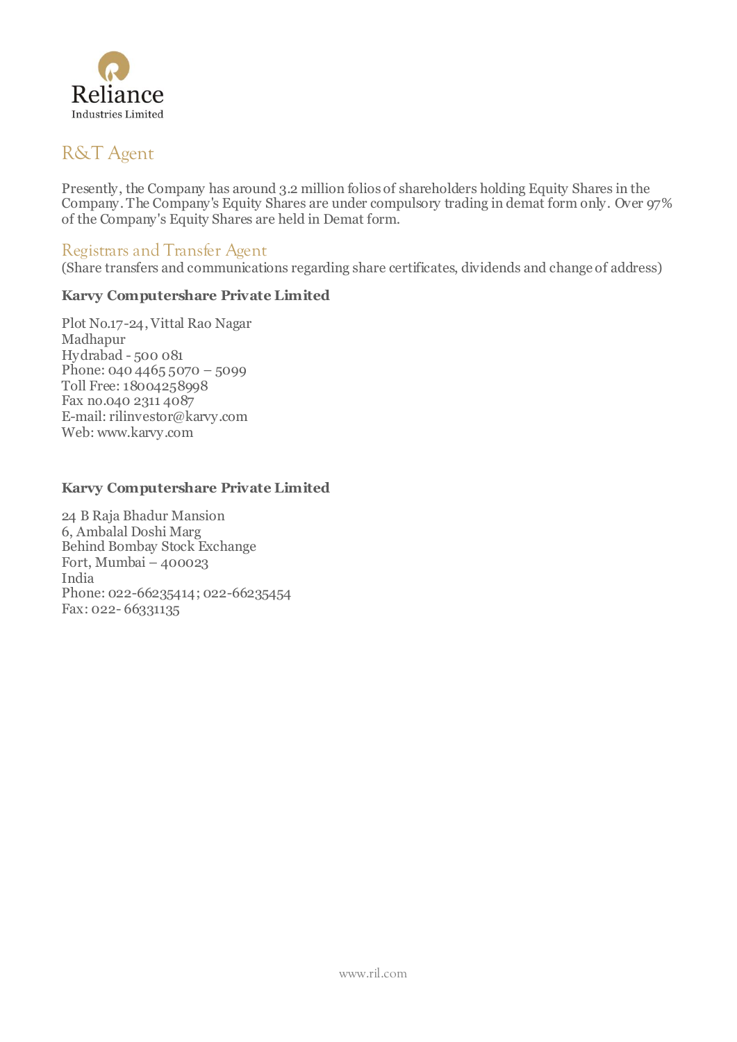Reliance
Industries Limited

# R&T Agent

Presently, the Company has around 3.2 million folios of shareholders holding Equity Shares in the Company. The Company's Equity Shares are under compulsory trading in demat form only. Over 97% of the Company's Equity Shares are held in Demat form.

## Registrars and Transfer Agent

(Share transfers and communications regarding share certificates, dividends and change of address)

**Karvy Computershare Private Limited**

Plot No.17-24, Vittal Rao Nagar
Madhapur
Hydrabad - 500 081
Phone: 040 4465 5070 – 5099
Toll Free: 18004258998
Fax no.040 2311 4087
E-mail: rilinvestor@karvy.com
Web: www.karvy.com

**Karvy Computershare Private Limited**

24 B Raja Bhadur Mansion
6, Ambalal Doshi Marg
Behind Bombay Stock Exchange
Fort, Mumbai – 400023
India
Phone: 022-66235414; 022-66235454
Fax: 022- 66331135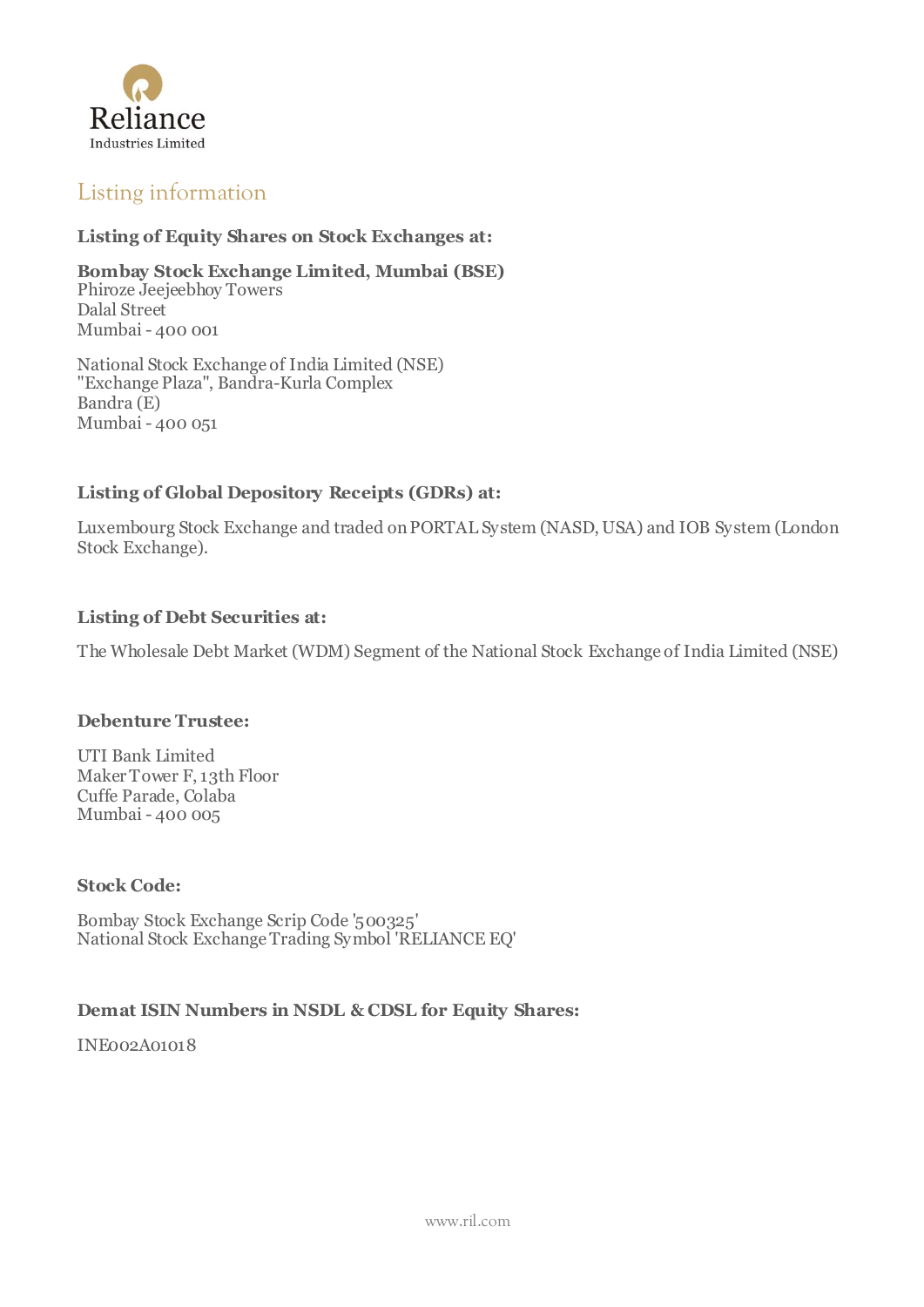Reliance

Industries Limited

# Listing information

**Listing of Equity Shares on Stock Exchanges at:**

**Bombay Stock Exchange Limited, Mumbai (BSE)**
Phiroze Jeejeebhoy Towers
Dalal Street
Mumbai - 400 001

National Stock Exchange of India Limited (NSE)
"Exchange Plaza", Bandra-Kurla Complex
Bandra (E)
Mumbai - 400 051

**Listing of Global Depository Receipts (GDRs) at:**

Luxembourg Stock Exchange and traded on PORTAL System (NASD, USA) and IOB System (London Stock Exchange).

**Listing of Debt Securities at:**

The Wholesale Debt Market (WDM) Segment of the National Stock Exchange of India Limited (NSE)

**Debenture Trustee:**

UTI Bank Limited
Maker Tower F, 13th Floor
Cuffe Parade, Colaba
Mumbai - 400 005

**Stock Code:**

Bombay Stock Exchange Scrip Code '500325'
National Stock Exchange Trading Symbol 'RELIANCE EQ'

**Demat ISIN Numbers in NSDL & CDSL for Equity Shares:**

INE002A01018